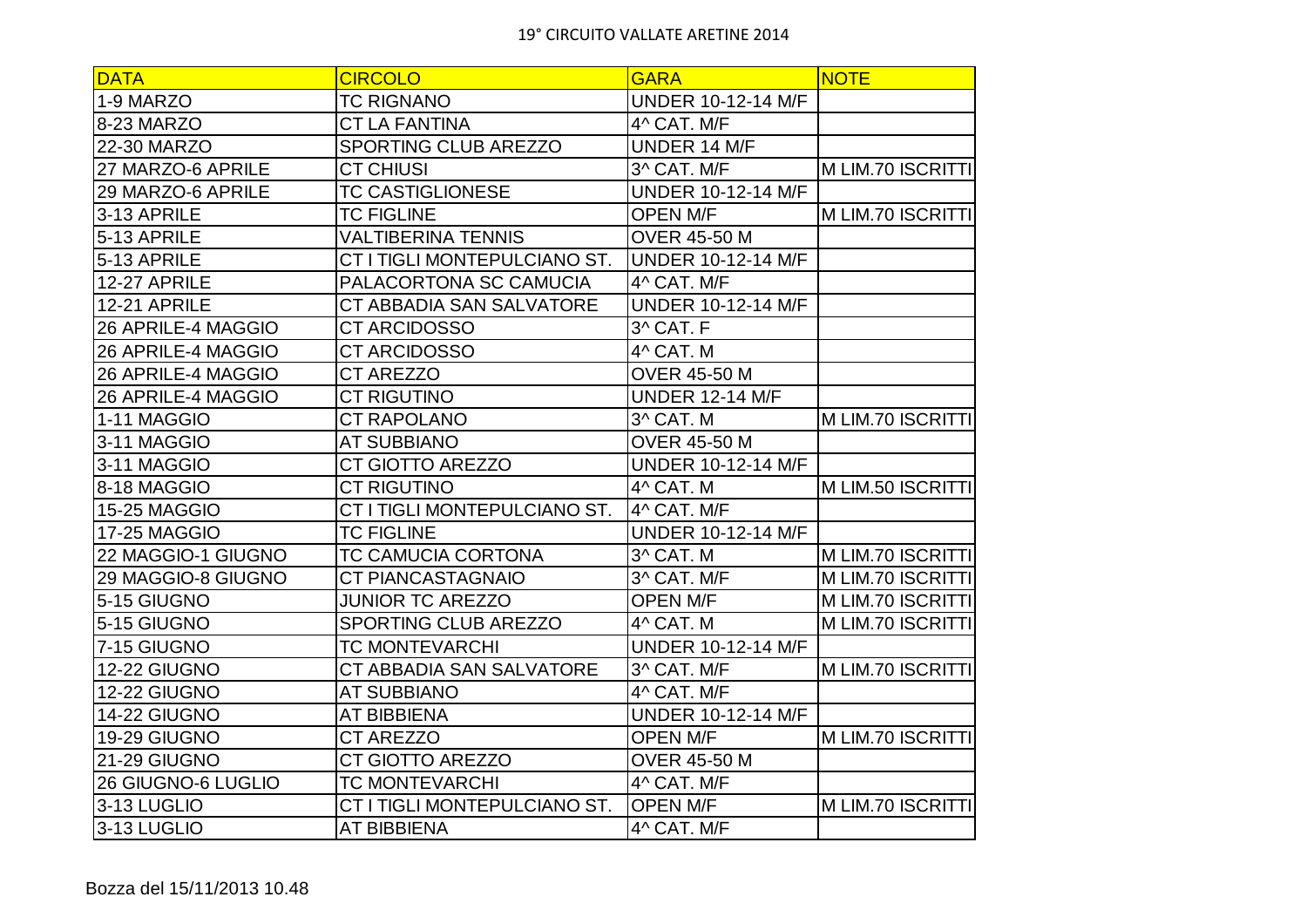# 19° CIRCUITO VALLATE ARETINE 2014

| DATA | CIRCOLO | GARA | NOTE |
|---|---|---|---|
| 1-9 MARZO | TC RIGNANO | UNDER 10-12-14 M/F | |
| 8-23 MARZO | CT LA FANTINA | 4^ CAT. M/F | |
| 22-30 MARZO | SPORTING CLUB AREZZO | UNDER 14 M/F | |
| 27 MARZO-6 APRILE | CT CHIUSI | 3^ CAT. M/F | M LIM.70 ISCRITTI |
| 29 MARZO-6 APRILE | TC CASTIGLIONESE | UNDER 10-12-14 M/F | |
| 3-13 APRILE | TC FIGLINE | OPEN M/F | M LIM.70 ISCRITTI |
| 5-13 APRILE | VALTIBERINA TENNIS | OVER 45-50 M | |
| 5-13 APRILE | CT I TIGLI MONTEPULCIANO ST. | UNDER 10-12-14 M/F | |
| 12-27 APRILE | PALACORTONA SC CAMUCIA | 4^ CAT. M/F | |
| 12-21 APRILE | CT ABBADIA SAN SALVATORE | UNDER 10-12-14 M/F | |
| 26 APRILE-4 MAGGIO | CT ARCIDOSSO | 3^ CAT. F | |
| 26 APRILE-4 MAGGIO | CT ARCIDOSSO | 4^ CAT. M | |
| 26 APRILE-4 MAGGIO | CT AREZZO | OVER 45-50 M | |
| 26 APRILE-4 MAGGIO | CT RIGUTINO | UNDER 12-14 M/F | |
| 1-11 MAGGIO | CT RAPOLANO | 3^ CAT. M | M LIM.70 ISCRITTI |
| 3-11 MAGGIO | AT SUBBIANO | OVER 45-50 M | |
| 3-11 MAGGIO | CT GIOTTO AREZZO | UNDER 10-12-14 M/F | |
| 8-18 MAGGIO | CT RIGUTINO | 4^ CAT. M | M LIM.50 ISCRITTI |
| 15-25 MAGGIO | CT I TIGLI MONTEPULCIANO ST. | 4^ CAT. M/F | |
| 17-25 MAGGIO | TC FIGLINE | UNDER 10-12-14 M/F | |
| 22 MAGGIO-1 GIUGNO | TC CAMUCIA CORTONA | 3^ CAT. M | M LIM.70 ISCRITTI |
| 29 MAGGIO-8 GIUGNO | CT PIANCASTAGNAIO | 3^ CAT. M/F | M LIM.70 ISCRITTI |
| 5-15 GIUGNO | JUNIOR TC AREZZO | OPEN M/F | M LIM.70 ISCRITTI |
| 5-15 GIUGNO | SPORTING CLUB AREZZO | 4^ CAT. M | M LIM.70 ISCRITTI |
| 7-15 GIUGNO | TC MONTEVARCHI | UNDER 10-12-14 M/F | |
| 12-22 GIUGNO | CT ABBADIA SAN SALVATORE | 3^ CAT. M/F | M LIM.70 ISCRITTI |
| 12-22 GIUGNO | AT SUBBIANO | 4^ CAT. M/F | |
| 14-22 GIUGNO | AT BIBBIENA | UNDER 10-12-14 M/F | |
| 19-29 GIUGNO | CT AREZZO | OPEN M/F | M LIM.70 ISCRITTI |
| 21-29 GIUGNO | CT GIOTTO AREZZO | OVER 45-50 M | |
| 26 GIUGNO-6 LUGLIO | TC MONTEVARCHI | 4^ CAT. M/F | |
| 3-13 LUGLIO | CT I TIGLI MONTEPULCIANO ST. | OPEN M/F | M LIM.70 ISCRITTI |
| 3-13 LUGLIO | AT BIBBIENA | 4^ CAT. M/F | |

Bozza del 15/11/2013 10.48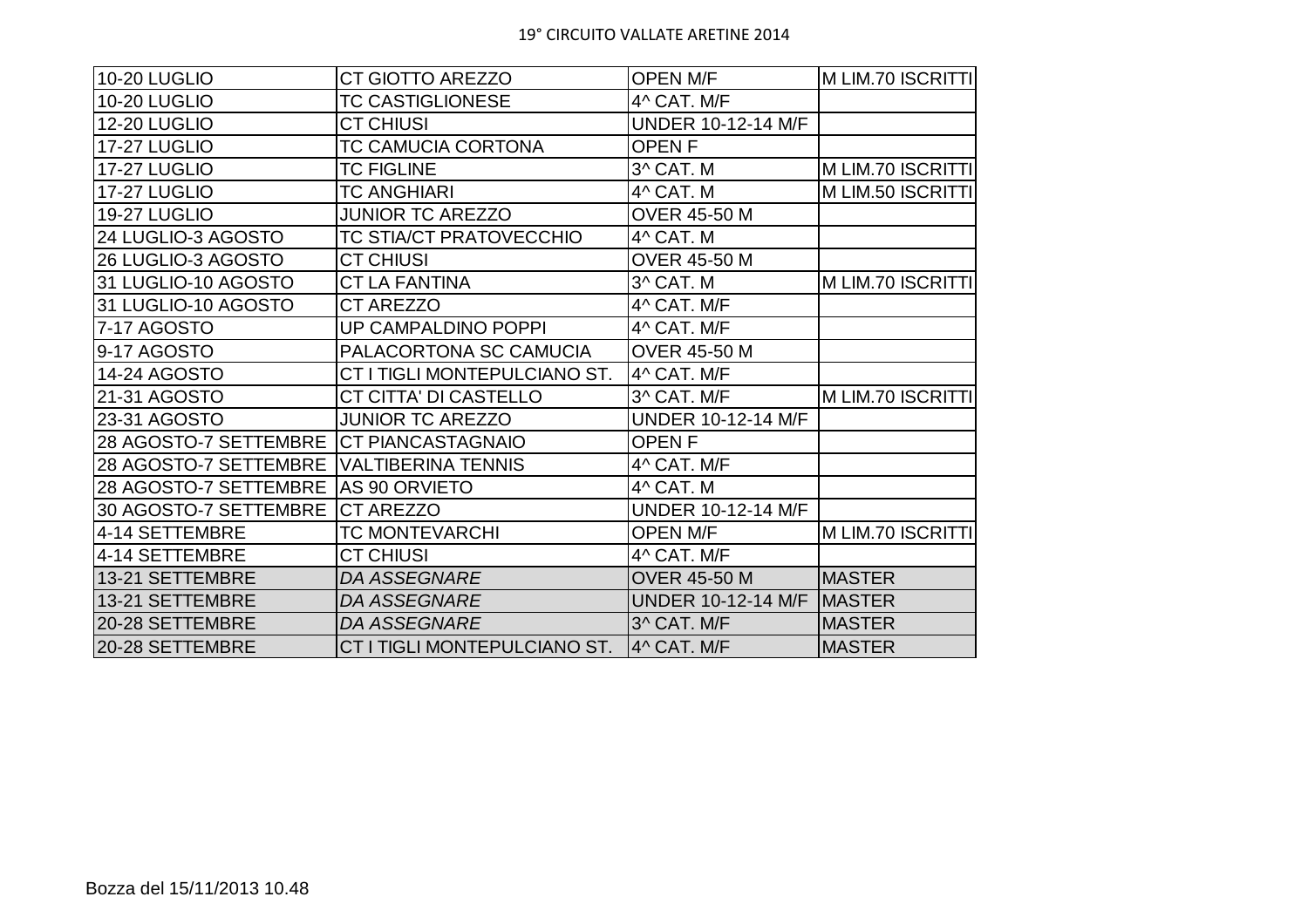# 19° CIRCUITO VALLATE ARETINE 2014

| | | | |
|---|---|---|---|
| 10-20 LUGLIO | CT GIOTTO AREZZO | OPEN M/F | M LIM.70 ISCRITTI |
| 10-20 LUGLIO | TC CASTIGLIONESE | 4^ CAT. M/F | |
| 12-20 LUGLIO | CT CHIUSI | UNDER 10-12-14 M/F | |
| 17-27 LUGLIO | TC CAMUCIA CORTONA | OPEN F | |
| 17-27 LUGLIO | TC FIGLINE | 3^ CAT. M | M LIM.70 ISCRITTI |
| 17-27 LUGLIO | TC ANGHIARI | 4^ CAT. M | M LIM.50 ISCRITTI |
| 19-27 LUGLIO | JUNIOR TC AREZZO | OVER 45-50 M | |
| 24 LUGLIO-3 AGOSTO | TC STIA/CT PRATOVECCHIO | 4^ CAT. M | |
| 26 LUGLIO-3 AGOSTO | CT CHIUSI | OVER 45-50 M | |
| 31 LUGLIO-10 AGOSTO | CT LA FANTINA | 3^ CAT. M | M LIM.70 ISCRITTI |
| 31 LUGLIO-10 AGOSTO | CT AREZZO | 4^ CAT. M/F | |
| 7-17 AGOSTO | UP CAMPALDINO POPPI | 4^ CAT. M/F | |
| 9-17 AGOSTO | PALACORTONA SC CAMUCIA | OVER 45-50 M | |
| 14-24 AGOSTO | CT I TIGLI MONTEPULCIANO ST. | 4^ CAT. M/F | |
| 21-31 AGOSTO | CT CITTA' DI CASTELLO | 3^ CAT. M/F | M LIM.70 ISCRITTI |
| 23-31 AGOSTO | JUNIOR TC AREZZO | UNDER 10-12-14 M/F | |
| 28 AGOSTO-7 SETTEMBRE | CT PIANCASTAGNAIO | OPEN F | |
| 28 AGOSTO-7 SETTEMBRE | VALTIBERINA TENNIS | 4^ CAT. M/F | |
| 28 AGOSTO-7 SETTEMBRE | AS 90 ORVIETO | 4^ CAT. M | |
| 30 AGOSTO-7 SETTEMBRE | CT AREZZO | UNDER 10-12-14 M/F | |
| 4-14 SETTEMBRE | TC MONTEVARCHI | OPEN M/F | M LIM.70 ISCRITTI |
| 4-14 SETTEMBRE | CT CHIUSI | 4^ CAT. M/F | |
| 13-21 SETTEMBRE | *DA ASSEGNARE* | OVER 45-50 M | MASTER |
| 13-21 SETTEMBRE | *DA ASSEGNARE* | UNDER 10-12-14 M/F | MASTER |
| 20-28 SETTEMBRE | *DA ASSEGNARE* | 3^ CAT. M/F | MASTER |
| 20-28 SETTEMBRE | CT I TIGLI MONTEPULCIANO ST. | 4^ CAT. M/F | MASTER |

Bozza del 15/11/2013 10.48